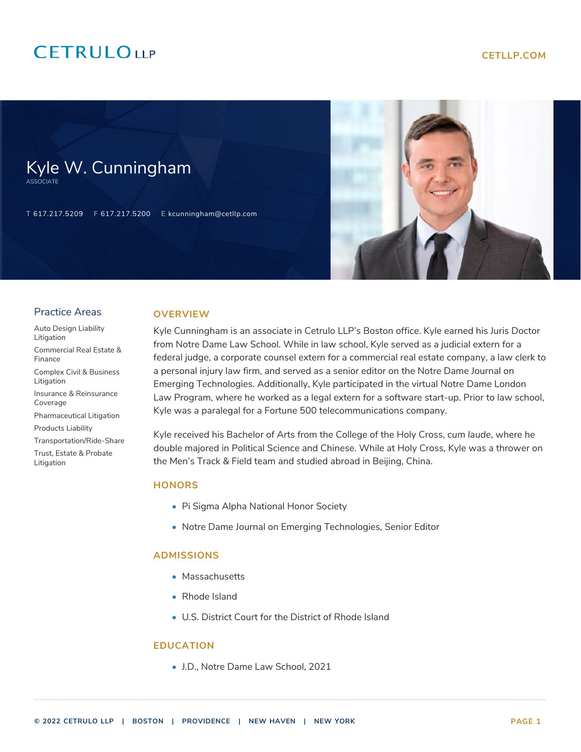CETRULO LLP

CETLLP.COM

# Kyle W. Cunningham

ASSOCIATE

T 617.217.5209 F 617.217.5200 E kcunningham@cetllp.com

## Practice Areas

- Auto Design Liability Litigation
- Commercial Real Estate & Finance
- Complex Civil & Business Litigation
- Insurance & Reinsurance Coverage
- Pharmaceutical Litigation
- Products Liability
- Transportation/Ride-Share
- Trust, Estate & Probate Litigation

## OVERVIEW

Kyle Cunningham is an associate in Cetrulo LLP's Boston office. Kyle earned his Juris Doctor from Notre Dame Law School. While in law school, Kyle served as a judicial extern for a federal judge, a corporate counsel extern for a commercial real estate company, a law clerk to a personal injury law firm, and served as a senior editor on the Notre Dame Journal on Emerging Technologies. Additionally, Kyle participated in the virtual Notre Dame London Law Program, where he worked as a legal extern for a software start-up. Prior to law school, Kyle was a paralegal for a Fortune 500 telecommunications company.

Kyle received his Bachelor of Arts from the College of the Holy Cross, *cum laude*, where he double majored in Political Science and Chinese. While at Holy Cross, Kyle was a thrower on the Men's Track & Field team and studied abroad in Beijing, China.

## HONORS

- Pi Sigma Alpha National Honor Society
- Notre Dame Journal on Emerging Technologies, Senior Editor

## ADMISSIONS

- Massachusetts
- Rhode Island
- U.S. District Court for the District of Rhode Island

## EDUCATION

- J.D., Notre Dame Law School, 2021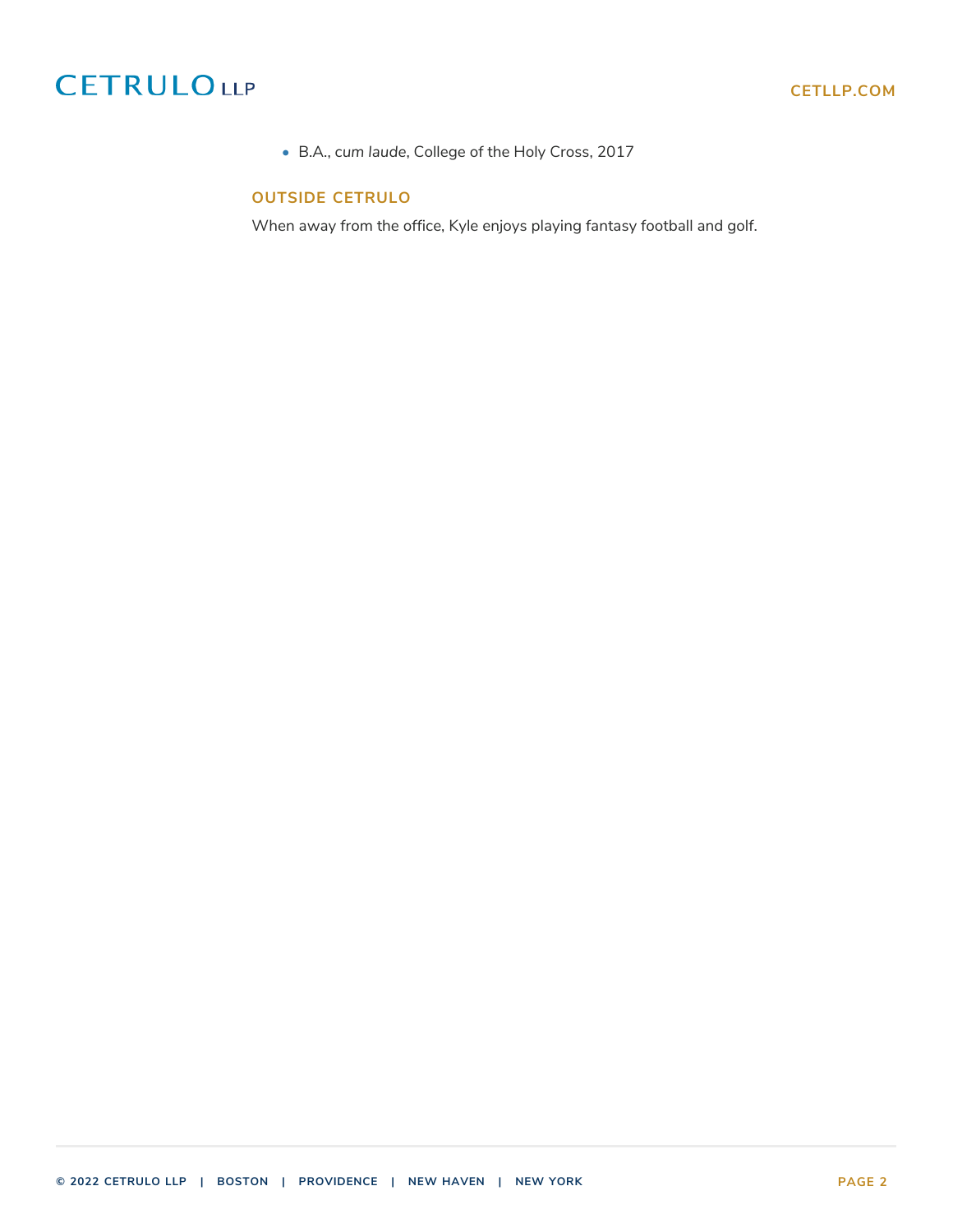- B.A., *cum laude*, College of the Holy Cross, 2017

## OUTSIDE CETRULO

When away from the office, Kyle enjoys playing fantasy football and golf.